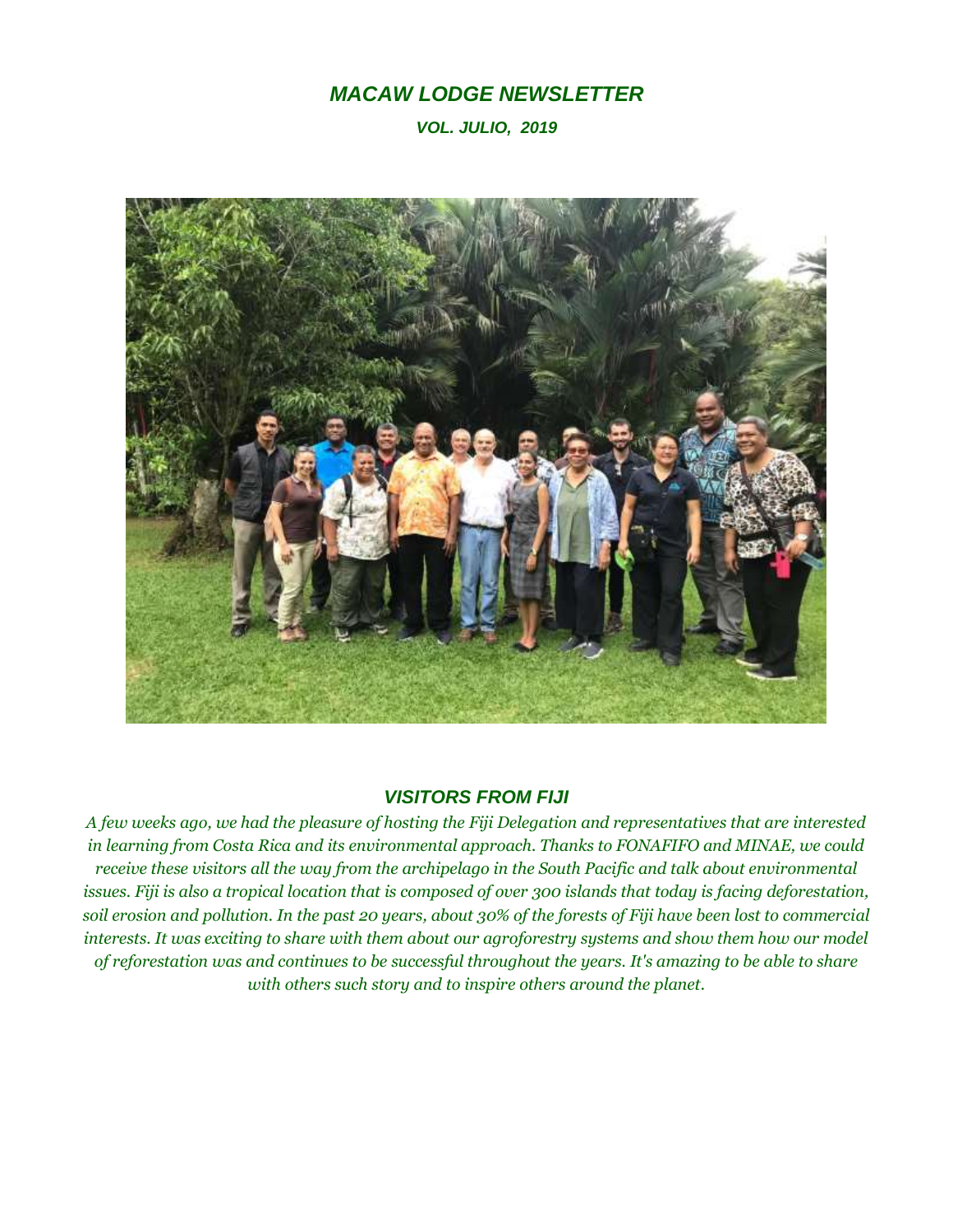# *MACAW LODGE NEWSLETTER*

***VOL. JULIO, 2019***

## *VISITORS FROM FIJI*

*A few weeks ago, we had the pleasure of hosting the Fiji Delegation and representatives that are interested in learning from Costa Rica and its environmental approach. Thanks to FONAFIFO and MINAE, we could receive these visitors all the way from the archipelago in the South Pacific and talk about environmental issues. Fiji is also a tropical location that is composed of over 300 islands that today is facing deforestation, soil erosion and pollution. In the past 20 years, about 30% of the forests of Fiji have been lost to commercial interests. It was exciting to share with them about our agroforestry systems and show them how our model of reforestation was and continues to be successful throughout the years. It's amazing to be able to share with others such story and to inspire others around the planet.*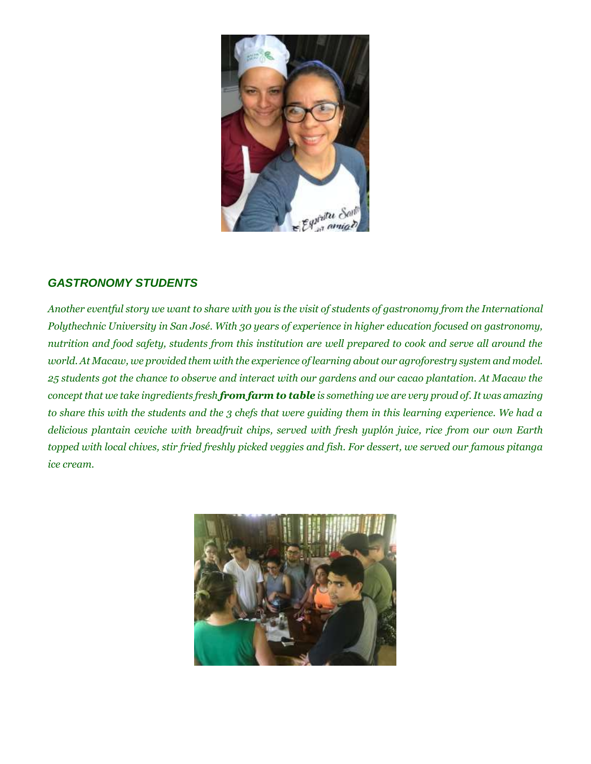## *GASTRONOMY STUDENTS*

*Another eventful story we want to share with you is the visit of students of gastronomy from the International Polythechnic University in San José. With 30 years of experience in higher education focused on gastronomy, nutrition and food safety, students from this institution are well prepared to cook and serve all around the world. At Macaw, we provided them with the experience of learning about our agroforestry system and model. 25 students got the chance to observe and interact with our gardens and our cacao plantation. At Macaw the concept that we take ingredients fresh* ***from farm to table*** *is something we are very proud of. It was amazing to share this with the students and the 3 chefs that were guiding them in this learning experience. We had a delicious plantain ceviche with breadfruit chips, served with fresh yuplón juice, rice from our own Earth topped with local chives, stir fried freshly picked veggies and fish. For dessert, we served our famous pitanga ice cream.*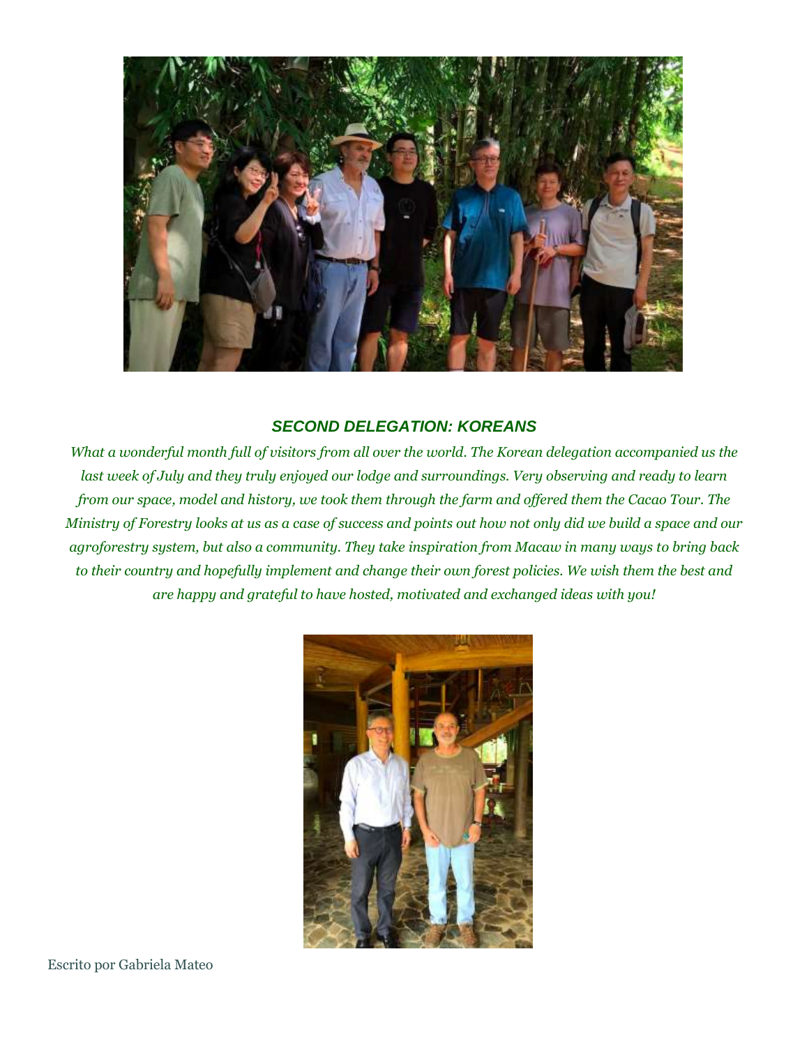### ***SECOND DELEGATION: KOREANS***

*What a wonderful month full of visitors from all over the world. The Korean delegation accompanied us the last week of July and they truly enjoyed our lodge and surroundings. Very observing and ready to learn from our space, model and history, we took them through the farm and offered them the Cacao Tour. The Ministry of Forestry looks at us as a case of success and points out how not only did we build a space and our agroforestry system, but also a community. They take inspiration from Macaw in many ways to bring back to their country and hopefully implement and change their own forest policies. We wish them the best and are happy and grateful to have hosted, motivated and exchanged ideas with you!*

Escrito por Gabriela Mateo